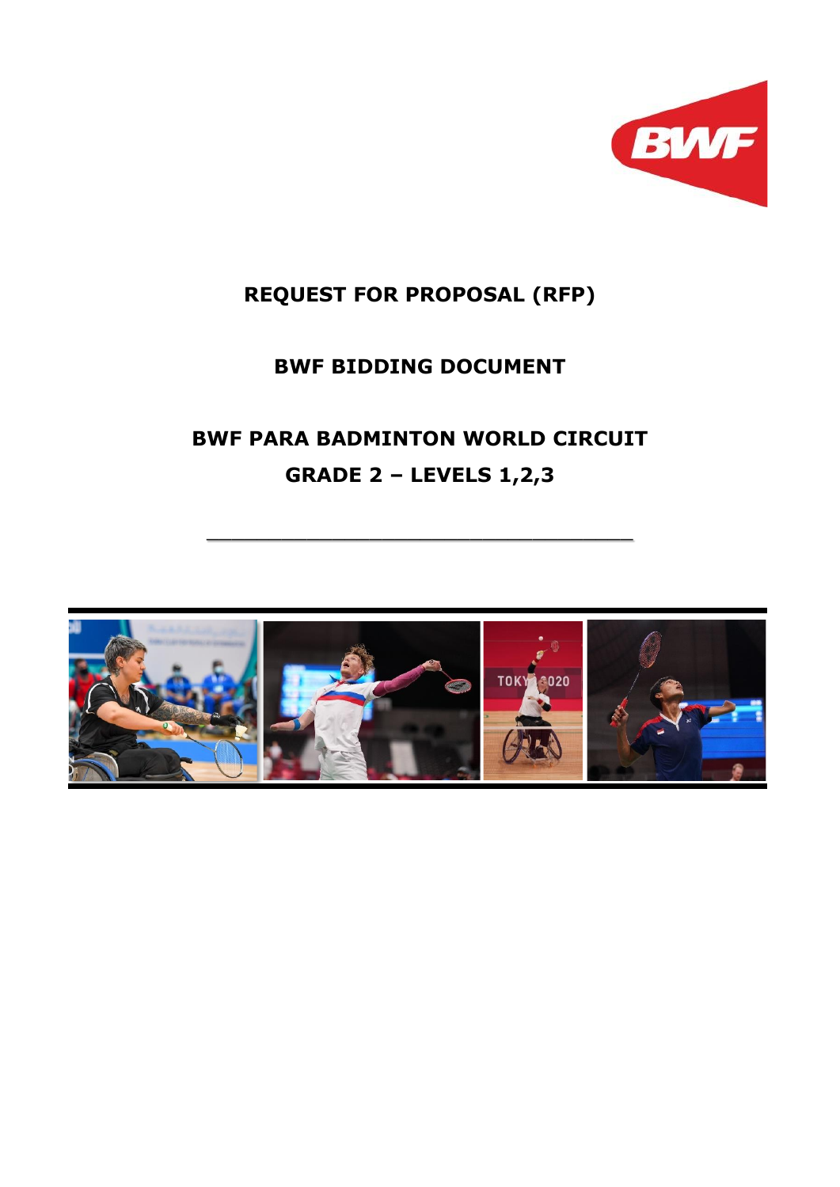# REQUEST FOR PROPOSAL (RFP)

## BWF BIDDING DOCUMENT

## BWF PARA BADMINTON WORLD CIRCUIT

## GRADE 2 – LEVELS 1,2,3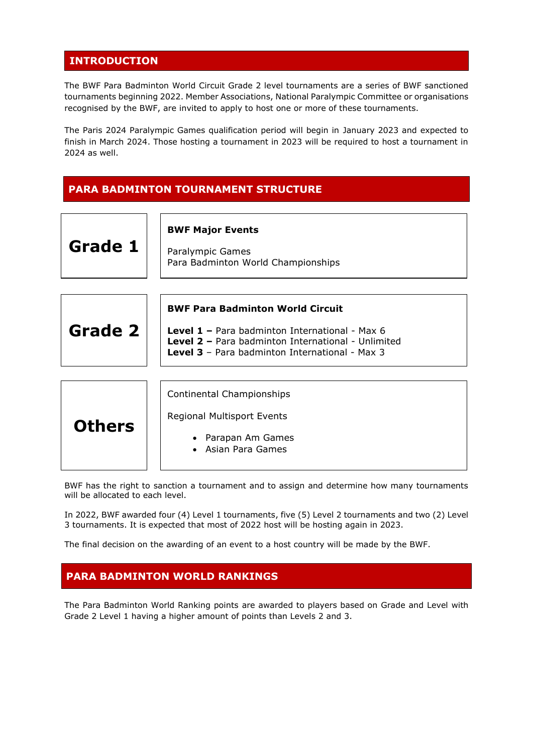## INTRODUCTION

The BWF Para Badminton World Circuit Grade 2 level tournaments are a series of BWF sanctioned tournaments beginning 2022. Member Associations, National Paralympic Committee or organisations recognised by the BWF, are invited to apply to host one or more of these tournaments.

The Paris 2024 Paralympic Games qualification period will begin in January 2023 and expected to finish in March 2024. Those hosting a tournament in 2023 will be required to host a tournament in 2024 as well.

## PARA BADMINTON TOURNAMENT STRUCTURE

| | |
|---|---|
| **Grade 1** | **BWF Major Events**<br><br>Paralympic Games<br>Para Badminton World Championships |
| **Grade 2** | **BWF Para Badminton World Circuit**<br><br>**Level 1 –** Para badminton International - Max 6<br>**Level 2 –** Para badminton International - Unlimited<br>**Level 3** – Para badminton International - Max 3 |
| **Others** | Continental Championships<br><br>Regional Multisport Events<br>• Parapan Am Games<br>• Asian Para Games |

BWF has the right to sanction a tournament and to assign and determine how many tournaments will be allocated to each level.

In 2022, BWF awarded four (4) Level 1 tournaments, five (5) Level 2 tournaments and two (2) Level 3 tournaments. It is expected that most of 2022 host will be hosting again in 2023.

The final decision on the awarding of an event to a host country will be made by the BWF.

## PARA BADMINTON WORLD RANKINGS

The Para Badminton World Ranking points are awarded to players based on Grade and Level with Grade 2 Level 1 having a higher amount of points than Levels 2 and 3.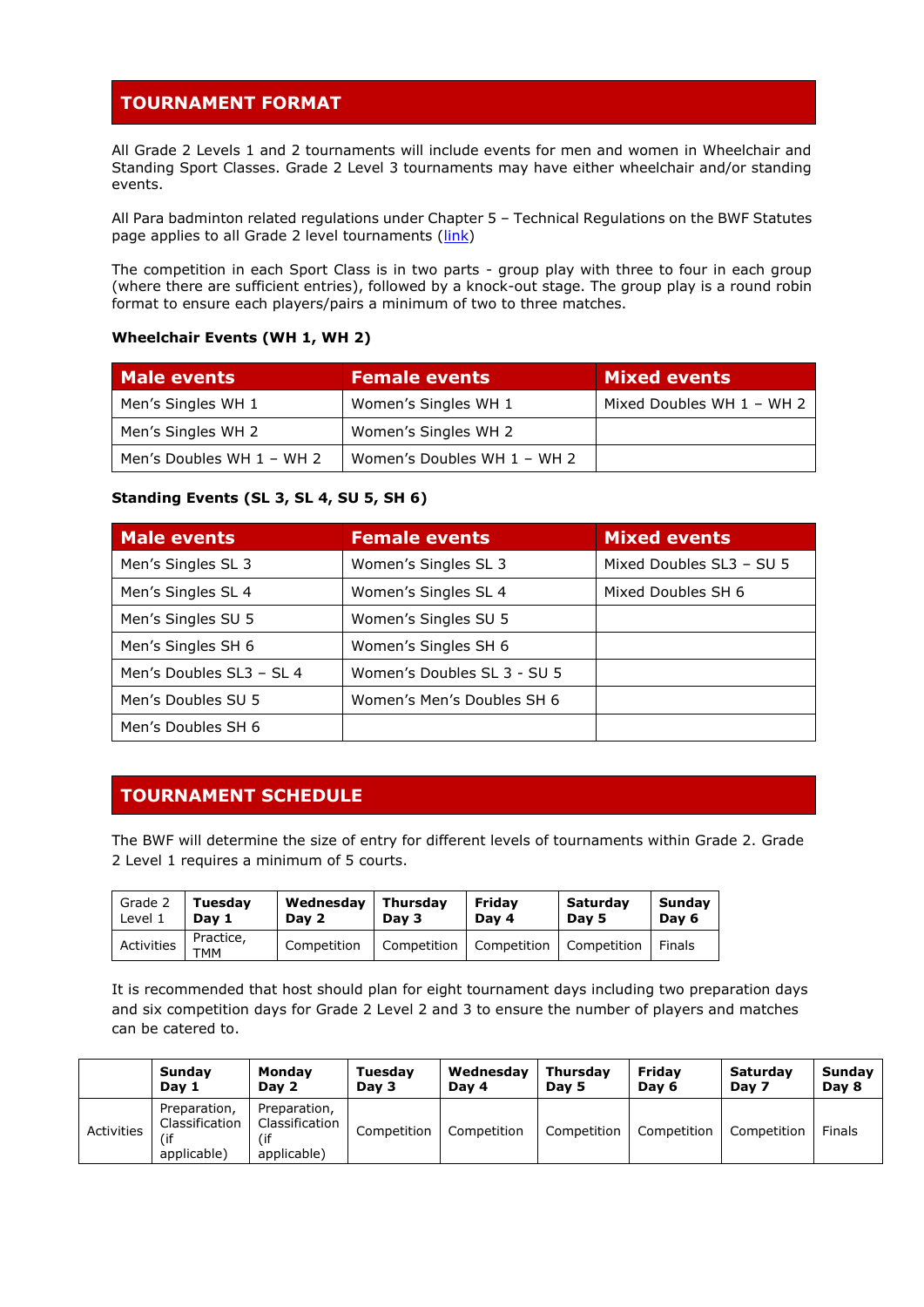## TOURNAMENT FORMAT

All Grade 2 Levels 1 and 2 tournaments will include events for men and women in Wheelchair and Standing Sport Classes. Grade 2 Level 3 tournaments may have either wheelchair and/or standing events.

All Para badminton related regulations under Chapter 5 – Technical Regulations on the BWF Statutes page applies to all Grade 2 level tournaments (link)

The competition in each Sport Class is in two parts - group play with three to four in each group (where there are sufficient entries), followed by a knock-out stage. The group play is a round robin format to ensure each players/pairs a minimum of two to three matches.

**Wheelchair Events (WH 1, WH 2)**

| Male events | Female events | Mixed events |
|---|---|---|
| Men's Singles WH 1 | Women's Singles WH 1 | Mixed Doubles WH 1 – WH 2 |
| Men's Singles WH 2 | Women's Singles WH 2 | |
| Men's Doubles WH 1 – WH 2 | Women's Doubles WH 1 – WH 2 | |

**Standing Events (SL 3, SL 4, SU 5, SH 6)**

| Male events | Female events | Mixed events |
|---|---|---|
| Men's Singles SL 3 | Women's Singles SL 3 | Mixed Doubles SL3 – SU 5 |
| Men's Singles SL 4 | Women's Singles SL 4 | Mixed Doubles SH 6 |
| Men's Singles SU 5 | Women's Singles SU 5 | |
| Men's Singles SH 6 | Women's Singles SH 6 | |
| Men's Doubles SL3 – SL 4 | Women's Doubles SL 3 - SU 5 | |
| Men's Doubles SU 5 | Women's Men's Doubles SH 6 | |
| Men's Doubles SH 6 | | |

## TOURNAMENT SCHEDULE

The BWF will determine the size of entry for different levels of tournaments within Grade 2. Grade 2 Level 1 requires a minimum of 5 courts.

| Grade 2 Level 1 | **Tuesday Day 1** | **Wednesday Day 2** | **Thursday Day 3** | **Friday Day 4** | **Saturday Day 5** | **Sunday Day 6** |
|---|---|---|---|---|---|---|
| Activities | Practice, TMM | Competition | Competition | Competition | Competition | Finals |

It is recommended that host should plan for eight tournament days including two preparation days and six competition days for Grade 2 Level 2 and 3 to ensure the number of players and matches can be catered to.

| | **Sunday Day 1** | **Monday Day 2** | **Tuesday Day 3** | **Wednesday Day 4** | **Thursday Day 5** | **Friday Day 6** | **Saturday Day 7** | **Sunday Day 8** |
|---|---|---|---|---|---|---|---|---|
| Activities | Preparation, Classification (if applicable) | Preparation, Classification (if applicable) | Competition | Competition | Competition | Competition | Competition | Finals |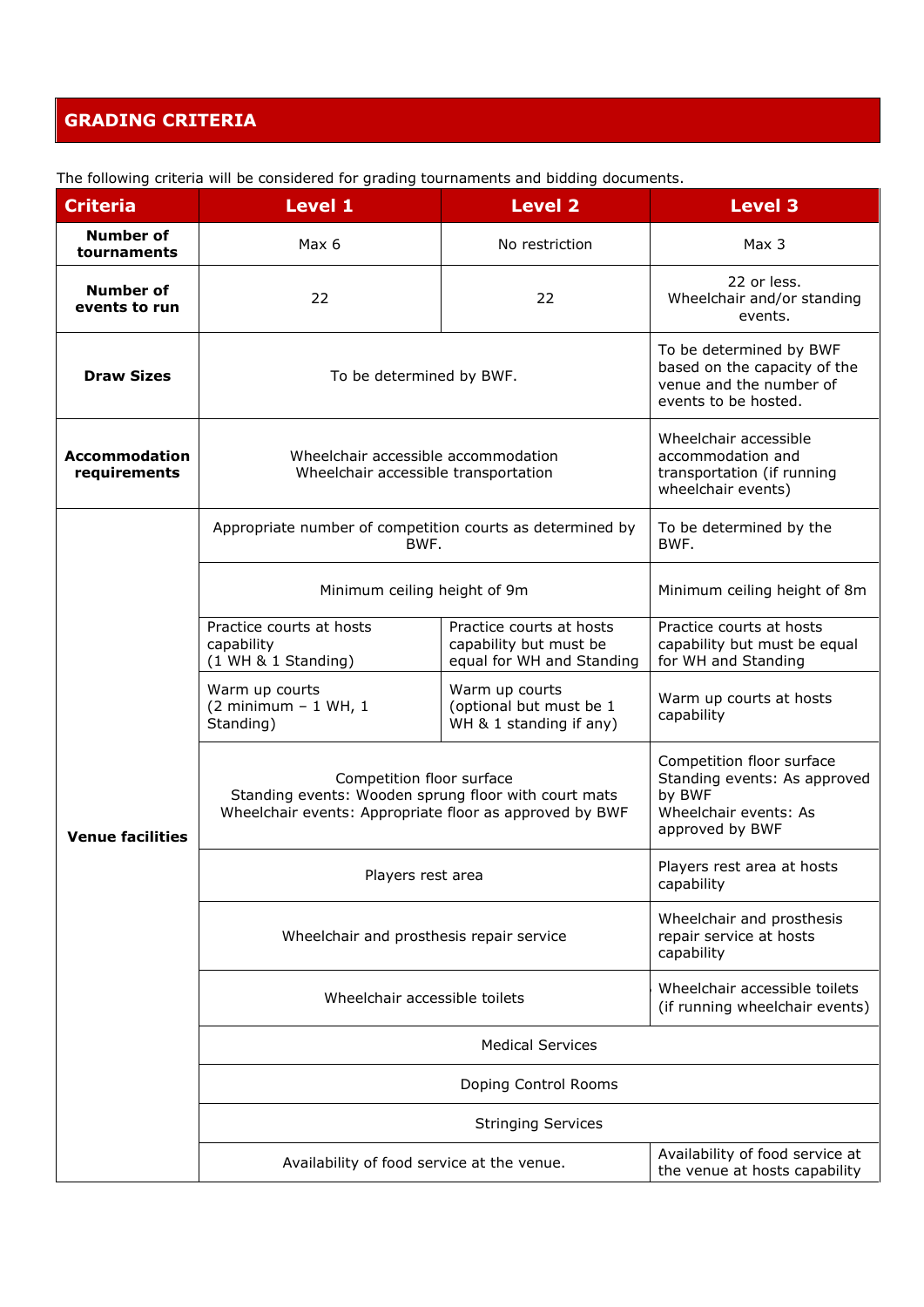## GRADING CRITERIA

The following criteria will be considered for grading tournaments and bidding documents.

| Criteria | Level 1 | Level 2 | Level 3 |
|---|---|---|---|
| **Number of tournaments** | Max 6 | No restriction | Max 3 |
| **Number of events to run** | 22 | 22 | 22 or less. Wheelchair and/or standing events. |
| **Draw Sizes** | To be determined by BWF. | | To be determined by BWF based on the capacity of the venue and the number of events to be hosted. |
| **Accommodation requirements** | Wheelchair accessible accommodation Wheelchair accessible transportation | | Wheelchair accessible accommodation and transportation (if running wheelchair events) |
| **Venue facilities** | Appropriate number of competition courts as determined by BWF. | | To be determined by the BWF. |
| | Minimum ceiling height of 9m | | Minimum ceiling height of 8m |
| | Practice courts at hosts capability (1 WH & 1 Standing) | Practice courts at hosts capability but must be equal for WH and Standing | Practice courts at hosts capability but must be equal for WH and Standing |
| | Warm up courts (2 minimum – 1 WH, 1 Standing) | Warm up courts (optional but must be 1 WH & 1 standing if any) | Warm up courts at hosts capability |
| | Competition floor surface Standing events: Wooden sprung floor with court mats Wheelchair events: Appropriate floor as approved by BWF | | Competition floor surface Standing events: As approved by BWF Wheelchair events: As approved by BWF |
| | Players rest area | | Players rest area at hosts capability |
| | Wheelchair and prosthesis repair service | | Wheelchair and prosthesis repair service at hosts capability |
| | Wheelchair accessible toilets | | Wheelchair accessible toilets (if running wheelchair events) |
| | Medical Services | | |
| | Doping Control Rooms | | |
| | Stringing Services | | |
| | Availability of food service at the venue. | | Availability of food service at the venue at hosts capability |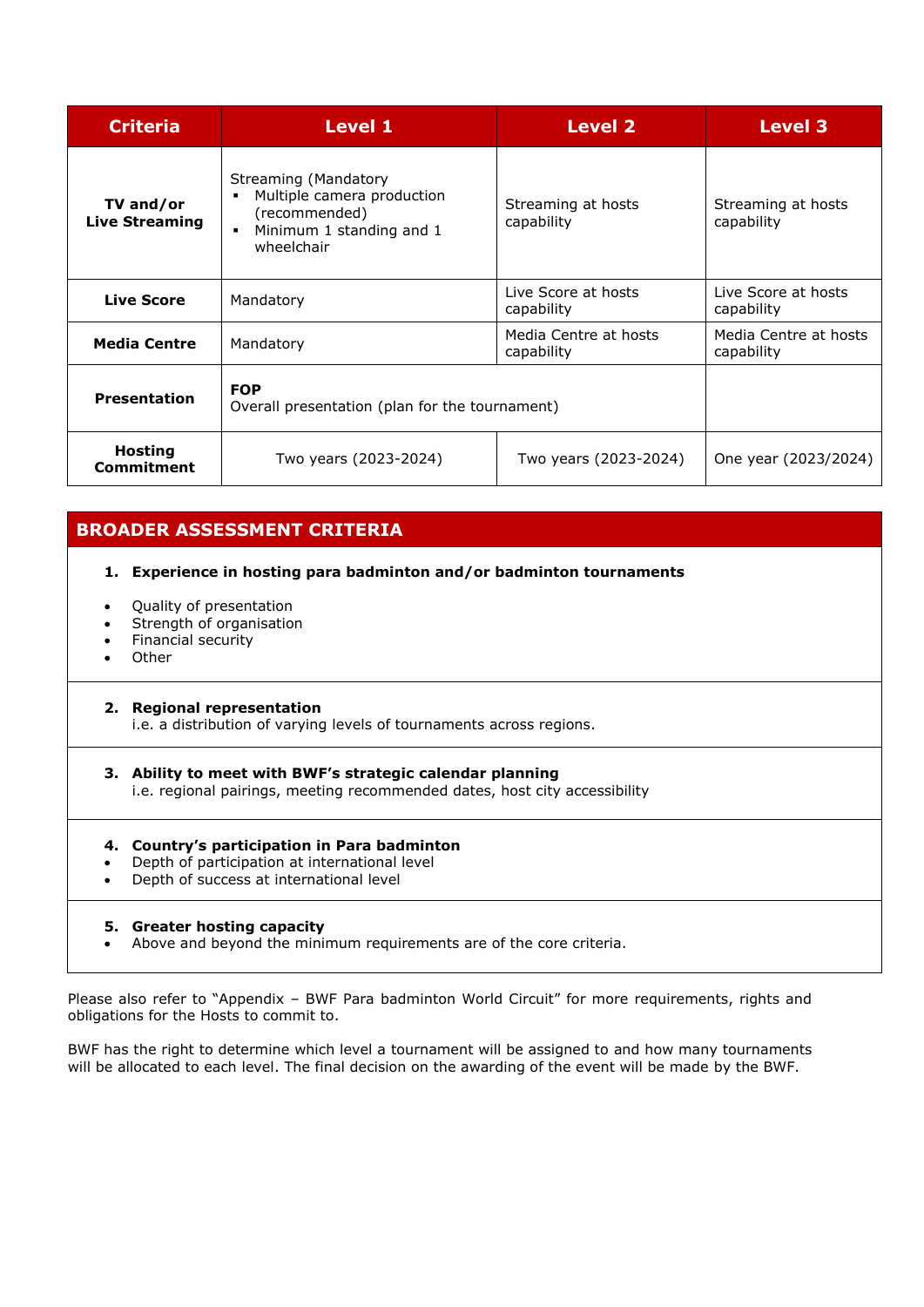| Criteria | Level 1 | Level 2 | Level 3 |
|---|---|---|---|
| **TV and/or Live Streaming** | Streaming (Mandatory<br>▪ Multiple camera production (recommended)<br>▪ Minimum 1 standing and 1 wheelchair | Streaming at hosts capability | Streaming at hosts capability |
| **Live Score** | Mandatory | Live Score at hosts capability | Live Score at hosts capability |
| **Media Centre** | Mandatory | Media Centre at hosts capability | Media Centre at hosts capability |
| **Presentation** | **FOP**<br>Overall presentation (plan for the tournament) | | |
| **Hosting Commitment** | Two years (2023-2024) | Two years (2023-2024) | One year (2023/2024) |

## BROADER ASSESSMENT CRITERIA

1. **Experience in hosting para badminton and/or badminton tournaments**

- Quality of presentation
- Strength of organisation
- Financial security
- Other

2. **Regional representation**
   i.e. a distribution of varying levels of tournaments across regions.

3. **Ability to meet with BWF's strategic calendar planning**
   i.e. regional pairings, meeting recommended dates, host city accessibility

4. **Country's participation in Para badminton**

- Depth of participation at international level
- Depth of success at international level

5. **Greater hosting capacity**

- Above and beyond the minimum requirements are of the core criteria.

Please also refer to "Appendix – BWF Para badminton World Circuit" for more requirements, rights and obligations for the Hosts to commit to.

BWF has the right to determine which level a tournament will be assigned to and how many tournaments will be allocated to each level. The final decision on the awarding of the event will be made by the BWF.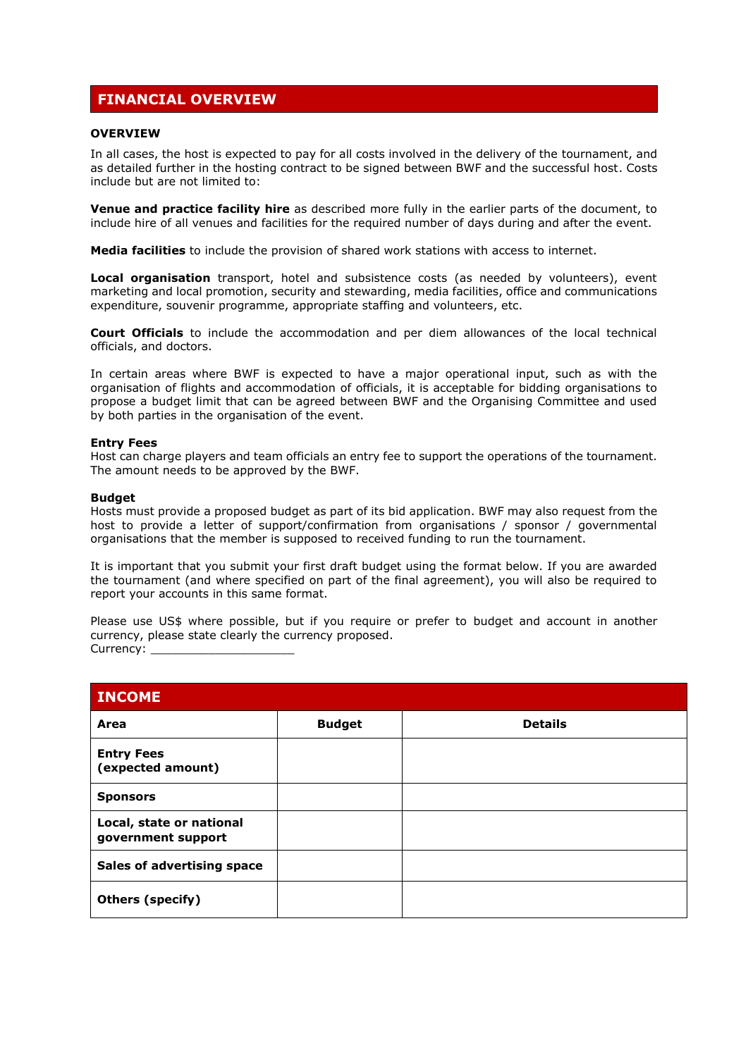## FINANCIAL OVERVIEW

**OVERVIEW**

In all cases, the host is expected to pay for all costs involved in the delivery of the tournament, and as detailed further in the hosting contract to be signed between BWF and the successful host. Costs include but are not limited to:

**Venue and practice facility hire** as described more fully in the earlier parts of the document, to include hire of all venues and facilities for the required number of days during and after the event.

**Media facilities** to include the provision of shared work stations with access to internet.

**Local organisation** transport, hotel and subsistence costs (as needed by volunteers), event marketing and local promotion, security and stewarding, media facilities, office and communications expenditure, souvenir programme, appropriate staffing and volunteers, etc.

**Court Officials** to include the accommodation and per diem allowances of the local technical officials, and doctors.

In certain areas where BWF is expected to have a major operational input, such as with the organisation of flights and accommodation of officials, it is acceptable for bidding organisations to propose a budget limit that can be agreed between BWF and the Organising Committee and used by both parties in the organisation of the event.

**Entry Fees**
Host can charge players and team officials an entry fee to support the operations of the tournament. The amount needs to be approved by the BWF.

**Budget**
Hosts must provide a proposed budget as part of its bid application. BWF may also request from the host to provide a letter of support/confirmation from organisations / sponsor / governmental organisations that the member is supposed to received funding to run the tournament.

It is important that you submit your first draft budget using the format below. If you are awarded the tournament (and where specified on part of the final agreement), you will also be required to report your accounts in this same format.

Please use US$ where possible, but if you require or prefer to budget and account in another currency, please state clearly the currency proposed.
Currency: ____________________

| INCOME | | |
|---|---|---|
| **Area** | **Budget** | **Details** |
| **Entry Fees (expected amount)** | | |
| **Sponsors** | | |
| **Local, state or national government support** | | |
| **Sales of advertising space** | | |
| **Others (specify)** | | |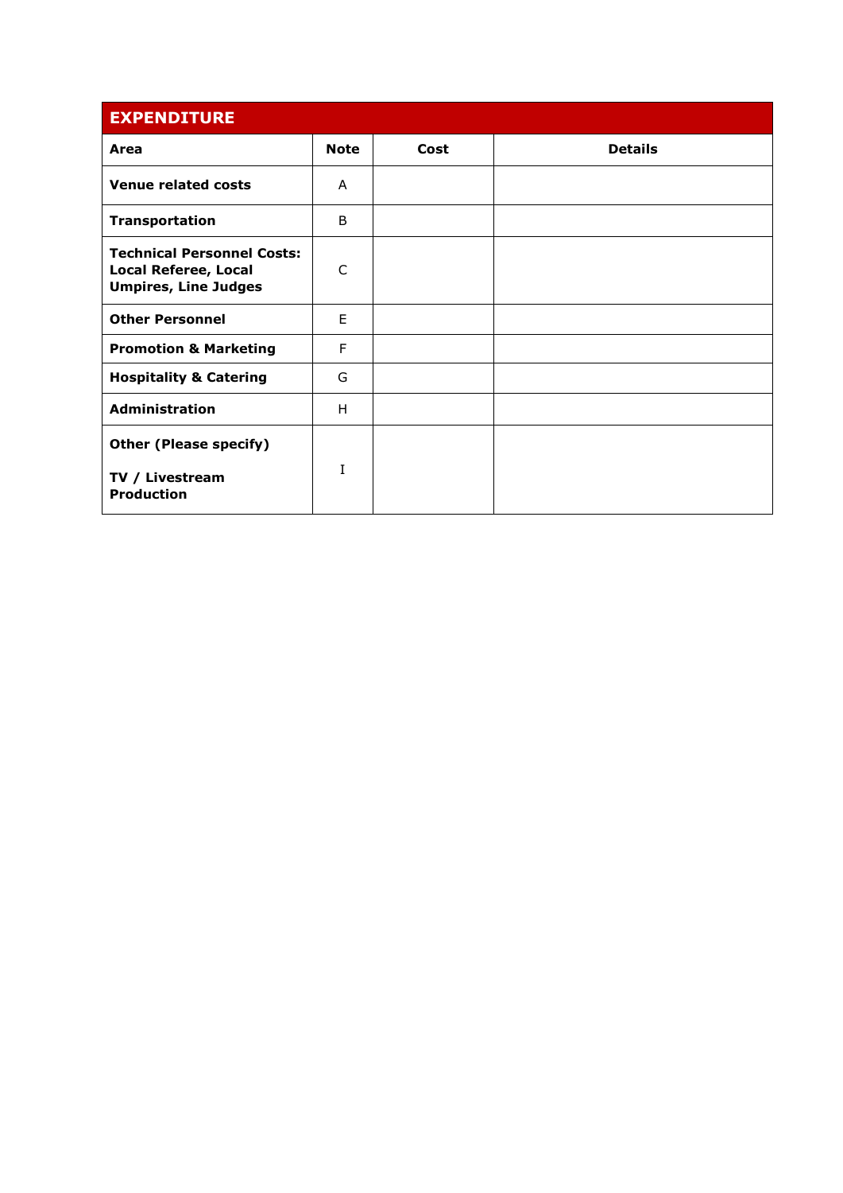| EXPENDITURE | | | |
|---|---|---|---|
| **Area** | **Note** | **Cost** | **Details** |
| **Venue related costs** | A | | |
| **Transportation** | B | | |
| **Technical Personnel Costs: Local Referee, Local Umpires, Line Judges** | C | | |
| **Other Personnel** | E | | |
| **Promotion & Marketing** | F | | |
| **Hospitality & Catering** | G | | |
| **Administration** | H | | |
| **Other (Please specify)** <br><br> **TV / Livestream Production** | I | | |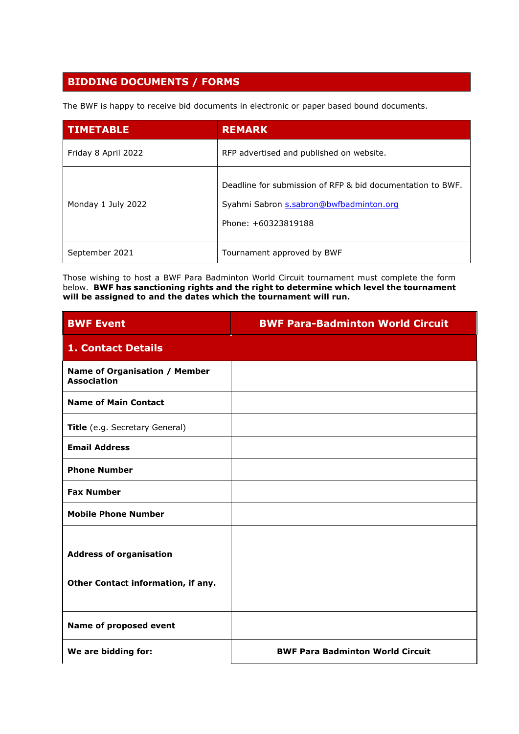## BIDDING DOCUMENTS / FORMS

The BWF is happy to receive bid documents in electronic or paper based bound documents.

| TIMETABLE | REMARK |
|---|---|
| Friday 8 April 2022 | RFP advertised and published on website. |
| Monday 1 July 2022 | Deadline for submission of RFP & bid documentation to BWF.<br>Syahmi Sabron s.sabron@bwfbadminton.org<br>Phone: +60323819188 |
| September 2021 | Tournament approved by BWF |

Those wishing to host a BWF Para Badminton World Circuit tournament must complete the form below. **BWF has sanctioning rights and the right to determine which level the tournament will be assigned to and the dates which the tournament will run.**

| BWF Event | BWF Para-Badminton World Circuit |
|---|---|
| **1. Contact Details** | |
| **Name of Organisation / Member Association** | |
| **Name of Main Contact** | |
| **Title** (e.g. Secretary General) | |
| **Email Address** | |
| **Phone Number** | |
| **Fax Number** | |
| **Mobile Phone Number** | |
| **Address of organisation**<br><br>**Other Contact information, if any.** | |
| **Name of proposed event** | |
| **We are bidding for:** | **BWF Para Badminton World Circuit** |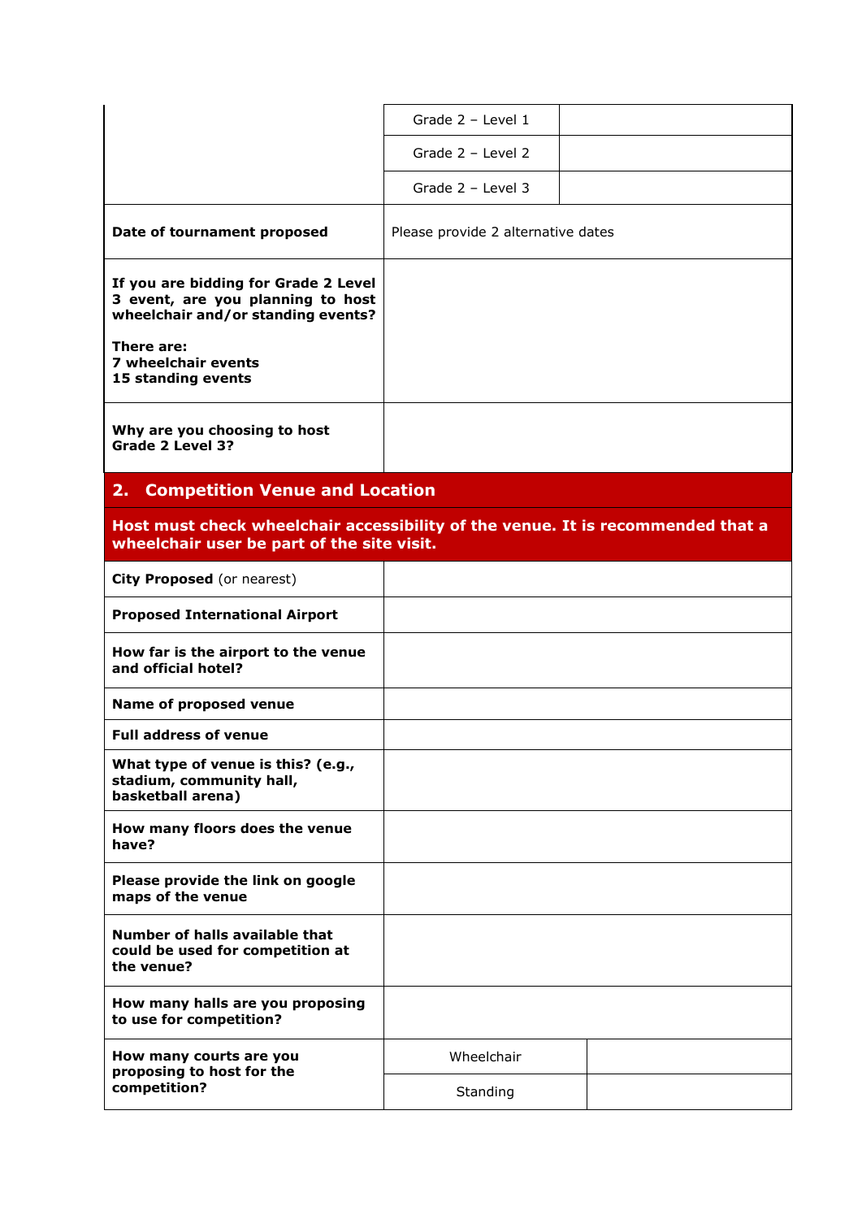| | | |
|---|---|---|
| | Grade 2 – Level 1 | |
| | Grade 2 – Level 2 | |
| | Grade 2 – Level 3 | |
| **Date of tournament proposed** | Please provide 2 alternative dates | |
| **If you are bidding for Grade 2 Level 3 event, are you planning to host wheelchair and/or standing events?**<br><br>**There are:**<br>**7 wheelchair events**<br>**15 standing events** | | |
| **Why are you choosing to host Grade 2 Level 3?** | | |

## 2. Competition Venue and Location

**Host must check wheelchair accessibility of the venue. It is recommended that a wheelchair user be part of the site visit.**

| | | |
|---|---|---|
| **City Proposed** (or nearest) | | |
| **Proposed International Airport** | | |
| **How far is the airport to the venue and official hotel?** | | |
| **Name of proposed venue** | | |
| **Full address of venue** | | |
| **What type of venue is this? (e.g., stadium, community hall, basketball arena)** | | |
| **How many floors does the venue have?** | | |
| **Please provide the link on google maps of the venue** | | |
| **Number of halls available that could be used for competition at the venue?** | | |
| **How many halls are you proposing to use for competition?** | | |
| **How many courts are you proposing to host for the competition?** | Wheelchair | |
| | Standing | |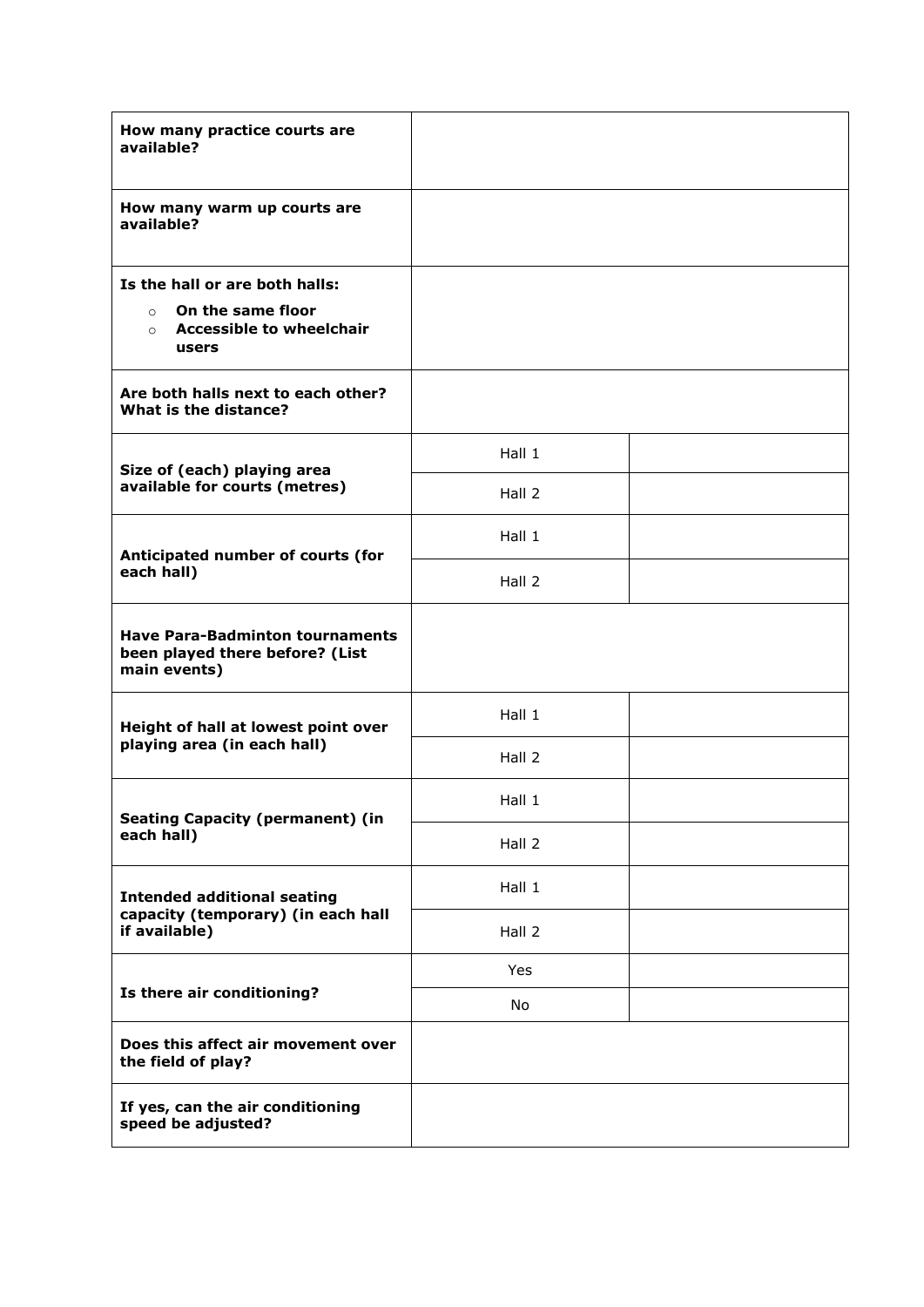| | | |
|---|---|---|
| **How many practice courts are available?** | | |
| **How many warm up courts are available?** | | |
| **Is the hall or are both halls:**<br>○ **On the same floor**<br>○ **Accessible to wheelchair users** | | |
| **Are both halls next to each other? What is the distance?** | | |
| **Size of (each) playing area available for courts (metres)** | Hall 1 | |
| | Hall 2 | |
| **Anticipated number of courts (for each hall)** | Hall 1 | |
| | Hall 2 | |
| **Have Para-Badminton tournaments been played there before? (List main events)** | | |
| **Height of hall at lowest point over playing area (in each hall)** | Hall 1 | |
| | Hall 2 | |
| **Seating Capacity (permanent) (in each hall)** | Hall 1 | |
| | Hall 2 | |
| **Intended additional seating capacity (temporary) (in each hall if available)** | Hall 1 | |
| | Hall 2 | |
| **Is there air conditioning?** | Yes | |
| | No | |
| **Does this affect air movement over the field of play?** | | |
| **If yes, can the air conditioning speed be adjusted?** | | |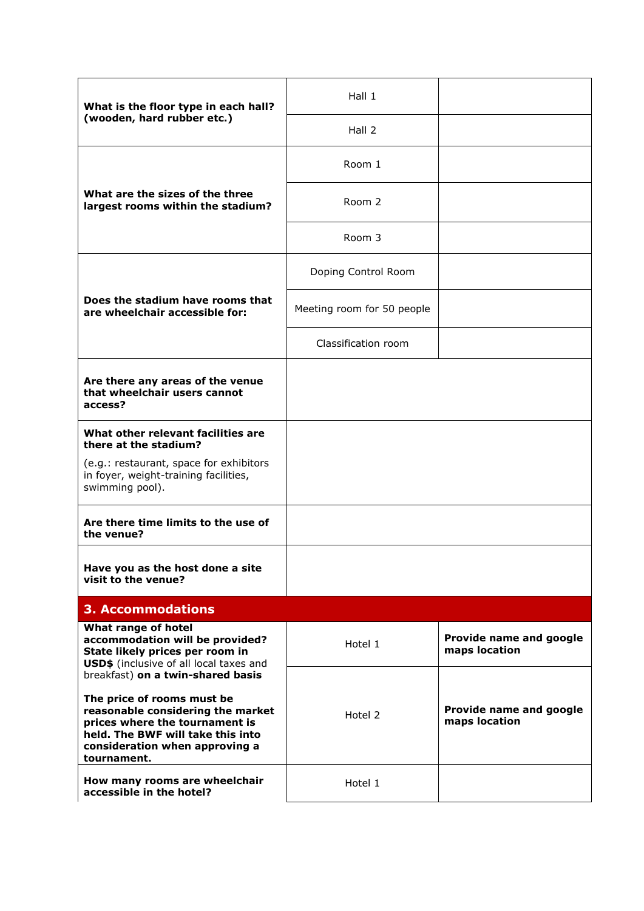| | | |
|---|---|---|
| **What is the floor type in each hall? (wooden, hard rubber etc.)** | Hall 1 | |
| | Hall 2 | |
| **What are the sizes of the three largest rooms within the stadium?** | Room 1 | |
| | Room 2 | |
| | Room 3 | |
| **Does the stadium have rooms that are wheelchair accessible for:** | Doping Control Room | |
| | Meeting room for 50 people | |
| | Classification room | |
| **Are there any areas of the venue that wheelchair users cannot access?** | | |
| **What other relevant facilities are there at the stadium?** (e.g.: restaurant, space for exhibitors in foyer, weight-training facilities, swimming pool). | | |
| **Are there time limits to the use of the venue?** | | |
| **Have you as the host done a site visit to the venue?** | | |

## 3. Accommodations

| | | |
|---|---|---|
| **What range of hotel accommodation will be provided? State likely prices per room in USD$** (inclusive of all local taxes and breakfast) **on a twin-shared basis** **The price of rooms must be reasonable considering the market prices where the tournament is held. The BWF will take this into consideration when approving a tournament.** | Hotel 1 | **Provide name and google maps location** |
| | Hotel 2 | **Provide name and google maps location** |
| **How many rooms are wheelchair accessible in the hotel?** | Hotel 1 | |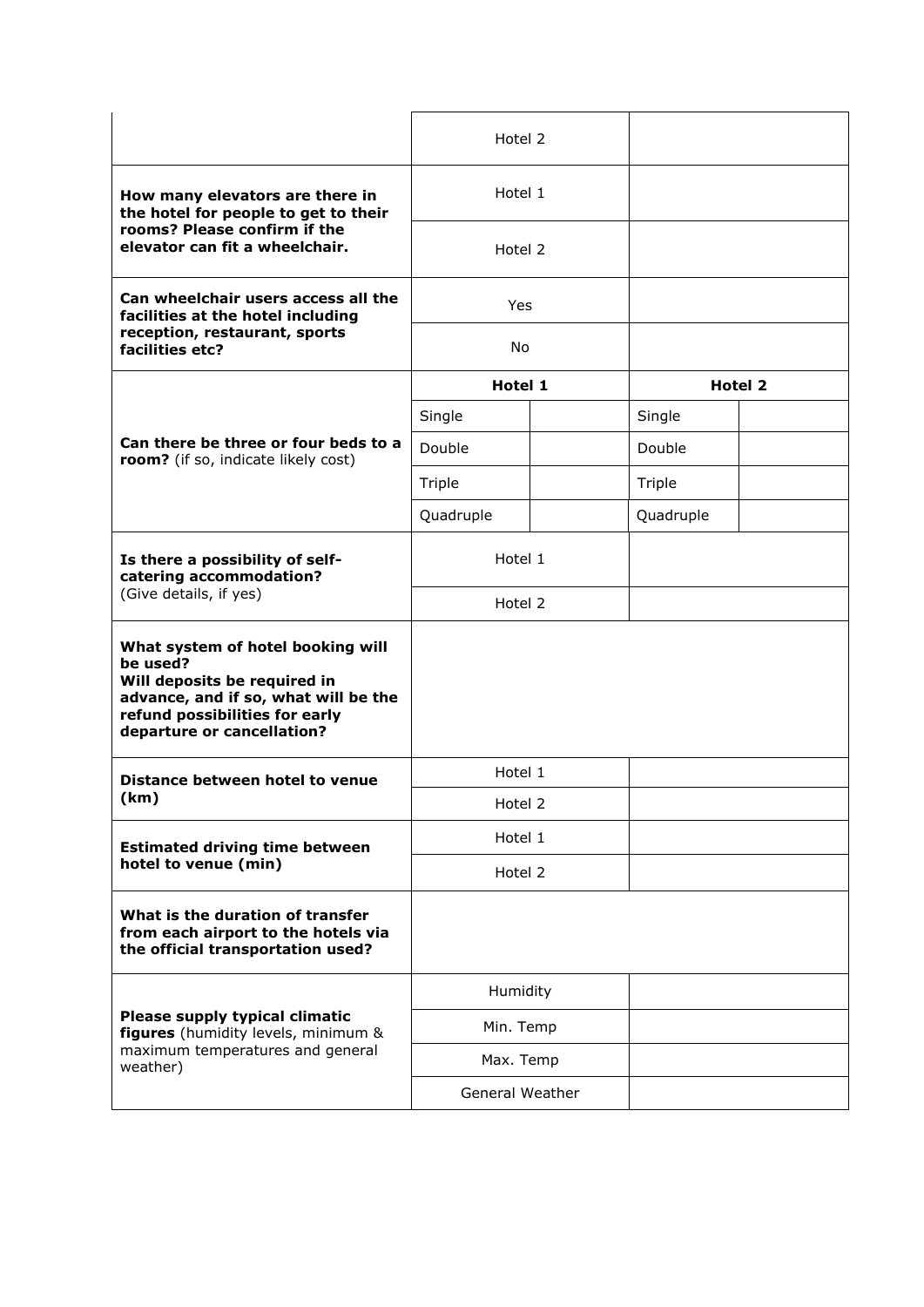| | | | | |
|---|---|---|---|---|
| | Hotel 2 | | | |
| **How many elevators are there in the hotel for people to get to their rooms? Please confirm if the elevator can fit a wheelchair.** | Hotel 1 | | | |
| | Hotel 2 | | | |
| **Can wheelchair users access all the facilities at the hotel including reception, restaurant, sports facilities etc?** | Yes | | | |
| | No | | | |
| **Can there be three or four beds to a room?** (if so, indicate likely cost) | **Hotel 1** | | **Hotel 2** | |
| | Single | | Single | |
| | Double | | Double | |
| | Triple | | Triple | |
| | Quadruple | | Quadruple | |
| **Is there a possibility of self-catering accommodation?** (Give details, if yes) | Hotel 1 | | | |
| | Hotel 2 | | | |
| **What system of hotel booking will be used? Will deposits be required in advance, and if so, what will be the refund possibilities for early departure or cancellation?** | | | | |
| **Distance between hotel to venue (km)** | Hotel 1 | | | |
| | Hotel 2 | | | |
| **Estimated driving time between hotel to venue (min)** | Hotel 1 | | | |
| | Hotel 2 | | | |
| **What is the duration of transfer from each airport to the hotels via the official transportation used?** | | | | |
| **Please supply typical climatic figures** (humidity levels, minimum & maximum temperatures and general weather) | Humidity | | | |
| | Min. Temp | | | |
| | Max. Temp | | | |
| | General Weather | | | |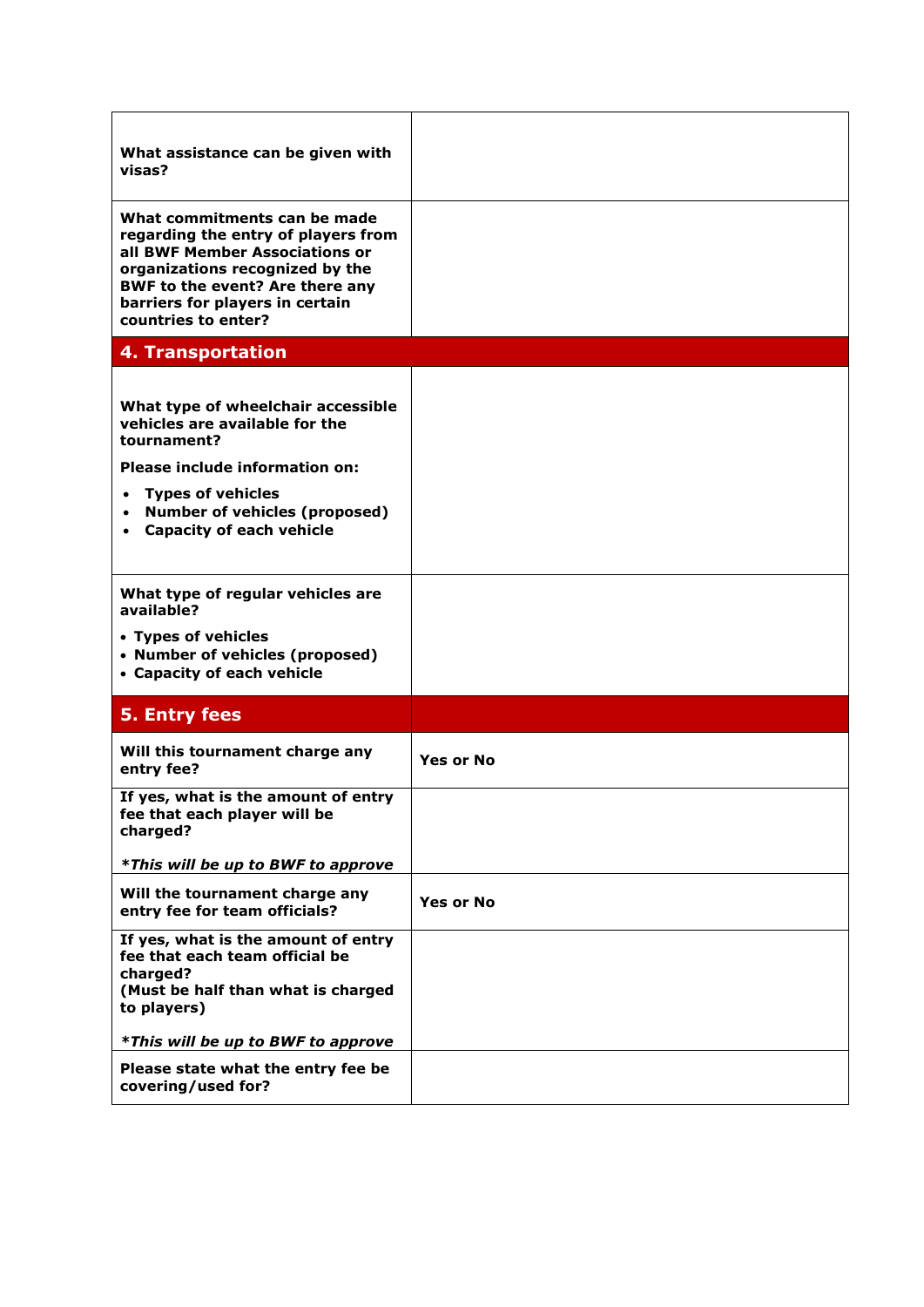| | |
|---|---|
| **What assistance can be given with visas?** | |
| **What commitments can be made regarding the entry of players from all BWF Member Associations or organizations recognized by the BWF to the event? Are there any barriers for players in certain countries to enter?** | |
| **4. Transportation** | |
| **What type of wheelchair accessible vehicles are available for the tournament?**<br><br>**Please include information on:**<br>• **Types of vehicles**<br>• **Number of vehicles (proposed)**<br>• **Capacity of each vehicle** | |
| **What type of regular vehicles are available?**<br>• **Types of vehicles**<br>• **Number of vehicles (proposed)**<br>• **Capacity of each vehicle** | |
| **5. Entry fees** | |
| **Will this tournament charge any entry fee?** | **Yes or No** |
| **If yes, what is the amount of entry fee that each player will be charged?**<br><br>***This will be up to BWF to approve** | |
| **Will the tournament charge any entry fee for team officials?** | **Yes or No** |
| **If yes, what is the amount of entry fee that each team official be charged?**<br>**(Must be half than what is charged to players)**<br><br>***This will be up to BWF to approve** | |
| **Please state what the entry fee be covering/used for?** | |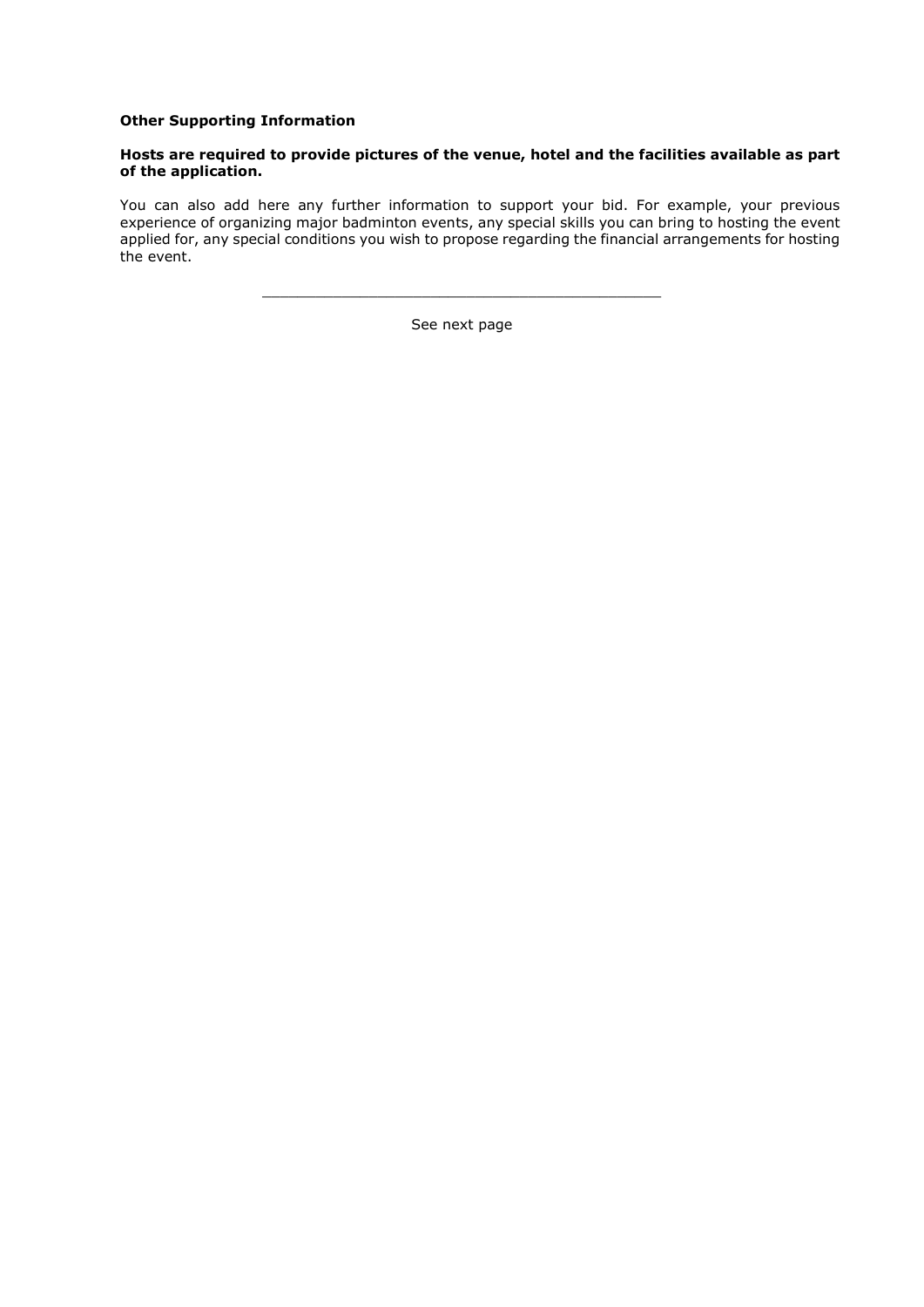**Other Supporting Information**

**Hosts are required to provide pictures of the venue, hotel and the facilities available as part of the application.**

You can also add here any further information to support your bid. For example, your previous experience of organizing major badminton events, any special skills you can bring to hosting the event applied for, any special conditions you wish to propose regarding the financial arrangements for hosting the event.

---

See next page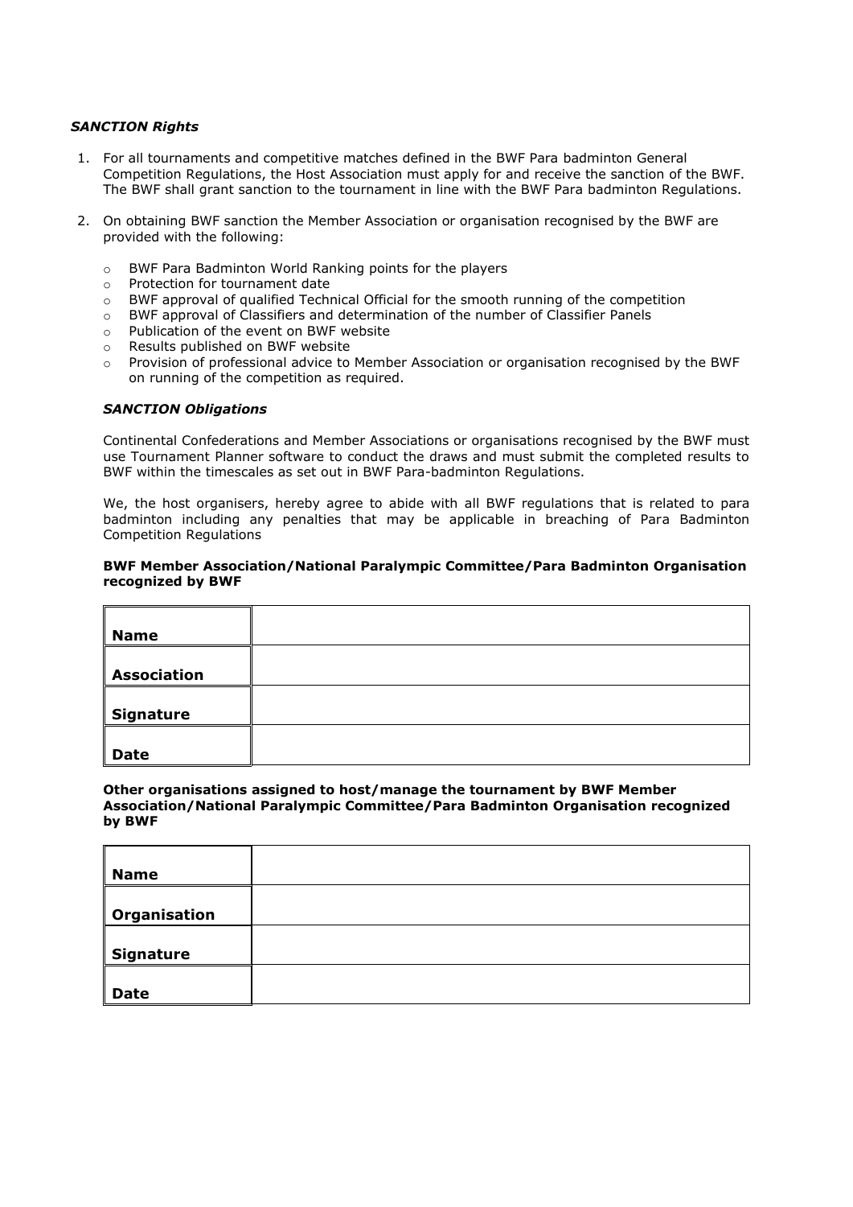***SANCTION Rights***

1. For all tournaments and competitive matches defined in the BWF Para badminton General Competition Regulations, the Host Association must apply for and receive the sanction of the BWF. The BWF shall grant sanction to the tournament in line with the BWF Para badminton Regulations.

2. On obtaining BWF sanction the Member Association or organisation recognised by the BWF are provided with the following:

   - BWF Para Badminton World Ranking points for the players
   - Protection for tournament date
   - BWF approval of qualified Technical Official for the smooth running of the competition
   - BWF approval of Classifiers and determination of the number of Classifier Panels
   - Publication of the event on BWF website
   - Results published on BWF website
   - Provision of professional advice to Member Association or organisation recognised by the BWF on running of the competition as required.

***SANCTION Obligations***

Continental Confederations and Member Associations or organisations recognised by the BWF must use Tournament Planner software to conduct the draws and must submit the completed results to BWF within the timescales as set out in BWF Para-badminton Regulations.

We, the host organisers, hereby agree to abide with all BWF regulations that is related to para badminton including any penalties that may be applicable in breaching of Para Badminton Competition Regulations

**BWF Member Association/National Paralympic Committee/Para Badminton Organisation recognized by BWF**

| | |
|---|---|
| **Name** | |
| **Association** | |
| **Signature** | |
| **Date** | |

**Other organisations assigned to host/manage the tournament by BWF Member Association/National Paralympic Committee/Para Badminton Organisation recognized by BWF**

| | |
|---|---|
| **Name** | |
| **Organisation** | |
| **Signature** | |
| **Date** | |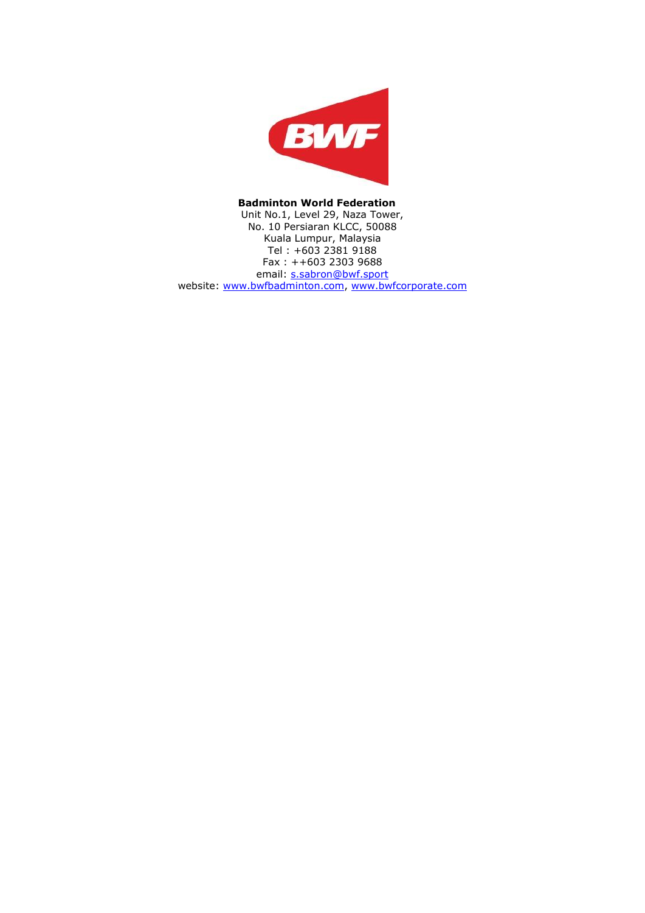**Badminton World Federation**
Unit No.1, Level 29, Naza Tower,
No. 10 Persiaran KLCC, 50088
Kuala Lumpur, Malaysia
Tel : +603 2381 9188
Fax : ++603 2303 9688
email: s.sabron@bwf.sport
website: www.bwfbadminton.com, www.bwfcorporate.com